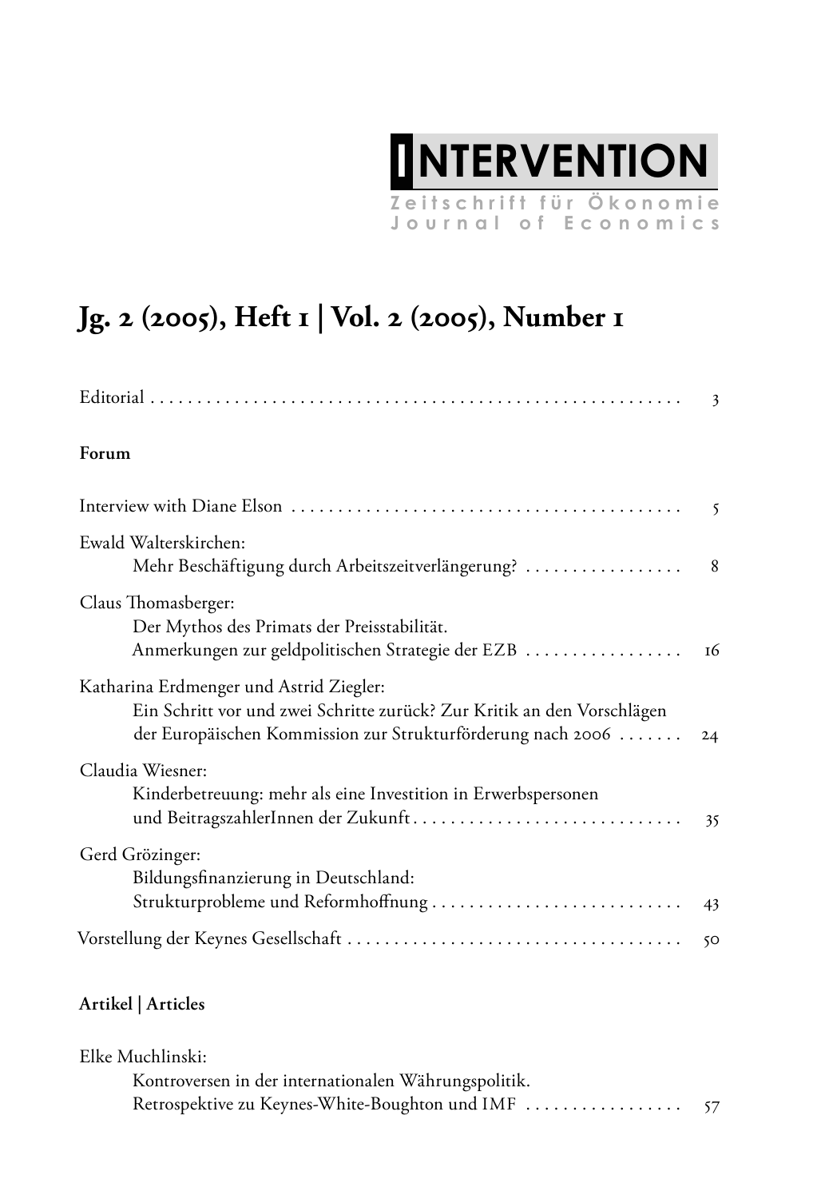# INTERVENTION

Zeitschrift für Ökonomie
Journal of Economics

## Jg. 2 (2005), Heft 1 | Vol. 2 (2005), Number 1

Editorial . . . . . . . . . . 3

**Forum**

Interview with Diane Elson . . . . . . . . . . 5

Ewald Walterskirchen:
Mehr Beschäftigung durch Arbeitszeitverlängerung? . . . . . . . . . . 8

Claus Thomasberger:
Der Mythos des Primats der Preisstabilität.
Anmerkungen zur geldpolitischen Strategie der EZB . . . . . . . . . . 16

Katharina Erdmenger und Astrid Ziegler:
Ein Schritt vor und zwei Schritte zurück? Zur Kritik an den Vorschlägen der Europäischen Kommission zur Strukturförderung nach 2006 . . . . . . . 24

Claudia Wiesner:
Kinderbetreuung: mehr als eine Investition in Erwerbspersonen und BeitragszahlerInnen der Zukunft . . . . . . . . . . 35

Gerd Grözinger:
Bildungsfinanzierung in Deutschland:
Strukturprobleme und Reformhoffnung . . . . . . . . . . 43

Vorstellung der Keynes Gesellschaft . . . . . . . . . . 50

**Artikel | Articles**

Elke Muchlinski:
Kontroversen in der internationalen Währungspolitik.
Retrospektive zu Keynes-White-Boughton und IMF . . . . . . . . . . 57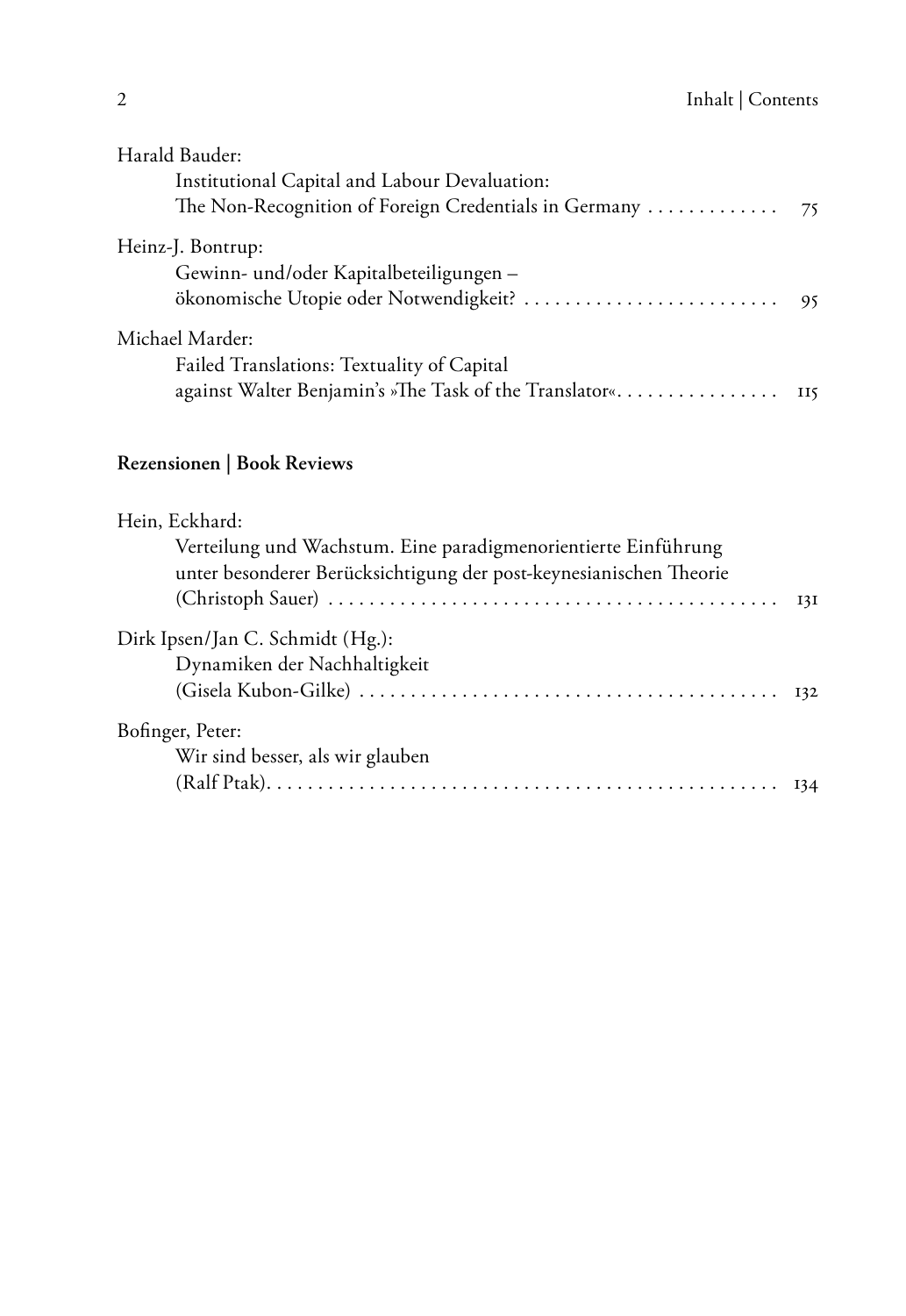Harald Bauder:
Institutional Capital and Labour Devaluation:
The Non-Recognition of Foreign Credentials in Germany . . . . . . . . . . . . . 75

Heinz-J. Bontrup:
Gewinn- und/oder Kapitalbeteiligungen –
ökonomische Utopie oder Notwendigkeit? . . . . . . . . . . . . . . . . . . . . . . . . . 95

Michael Marder:
Failed Translations: Textuality of Capital
against Walter Benjamin's »The Task of the Translator«. . . . . . . . . . . . . . . . 115

**Rezensionen | Book Reviews**

Hein, Eckhard:
Verteilung und Wachstum. Eine paradigmenorientierte Einführung
unter besonderer Berücksichtigung der post-keynesianischen Theorie
(Christoph Sauer) . . . . . . . . . . . . . . . . . . . . . . . . . . . . . . . . . . . . . . . . . . . 131

Dirk Ipsen/Jan C. Schmidt (Hg.):
Dynamiken der Nachhaltigkeit
(Gisela Kubon-Gilke) . . . . . . . . . . . . . . . . . . . . . . . . . . . . . . . . . . . . . . . . 132

Bofinger, Peter:
Wir sind besser, als wir glauben
(Ralf Ptak). . . . . . . . . . . . . . . . . . . . . . . . . . . . . . . . . . . . . . . . . . . . . . . . . 134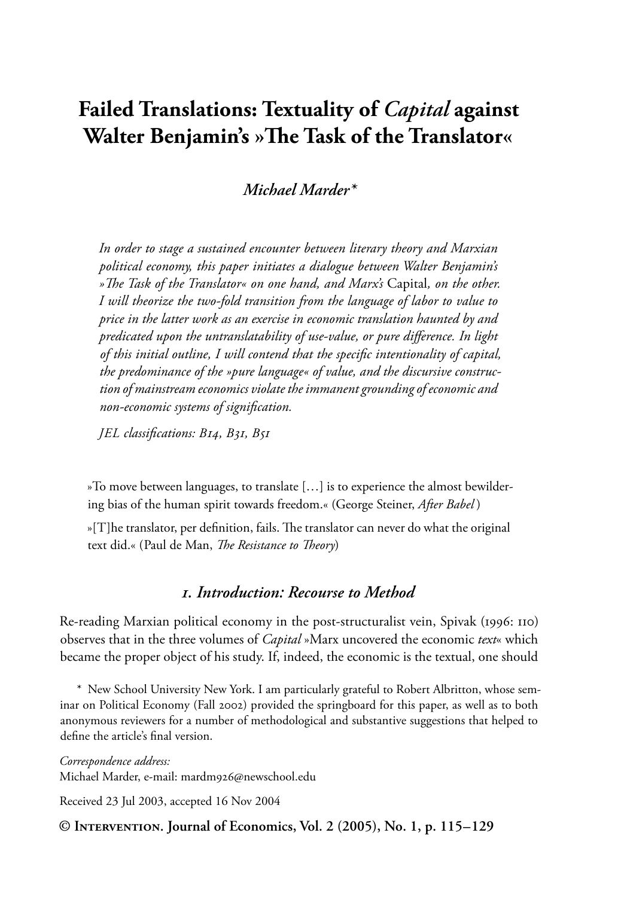# Failed Translations: Textuality of *Capital* against Walter Benjamin's »The Task of the Translator«

***Michael Marder*** *

*In order to stage a sustained encounter between literary theory and Marxian political economy, this paper initiates a dialogue between Walter Benjamin's »The Task of the Translator« on one hand, and Marx's* Capital*, on the other. I will theorize the two-fold transition from the language of labor to value to price in the latter work as an exercise in economic translation haunted by and predicated upon the untranslatability of use-value, or pure difference. In light of this initial outline, I will contend that the specific intentionality of capital, the predominance of the »pure language« of value, and the discursive construction of mainstream economics violate the immanent grounding of economic and non-economic systems of signification.*

*JEL classifications: B14, B31, B51*

»To move between languages, to translate […] is to experience the almost bewildering bias of the human spirit towards freedom.« (George Steiner, *After Babel*)

»[T]he translator, per definition, fails. The translator can never do what the original text did.« (Paul de Man, *The Resistance to Theory*)

## *1. Introduction: Recourse to Method*

Re-reading Marxian political economy in the post-structuralist vein, Spivak (1996: 110) observes that in the three volumes of *Capital* »Marx uncovered the economic *text*« which became the proper object of his study. If, indeed, the economic is the textual, one should

\* New School University New York. I am particularly grateful to Robert Albritton, whose seminar on Political Economy (Fall 2002) provided the springboard for this paper, as well as to both anonymous reviewers for a number of methodological and substantive suggestions that helped to define the article's final version.

*Correspondence address:*
Michael Marder, e-mail: mardm926@newschool.edu

Received 23 Jul 2003, accepted 16 Nov 2004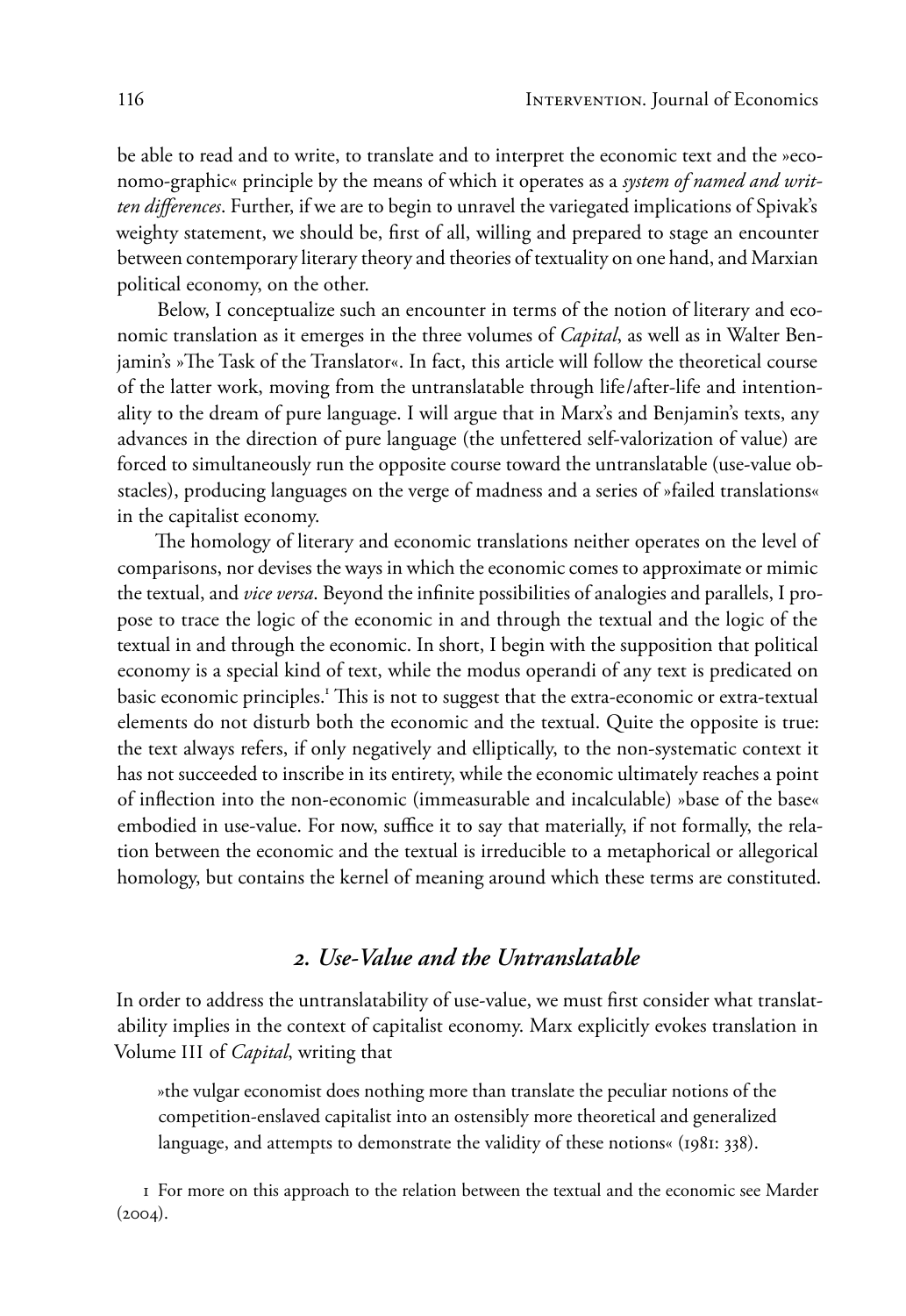be able to read and to write, to translate and to interpret the economic text and the »economo-graphic« principle by the means of which it operates as a *system of named and written differences*. Further, if we are to begin to unravel the variegated implications of Spivak's weighty statement, we should be, first of all, willing and prepared to stage an encounter between contemporary literary theory and theories of textuality on one hand, and Marxian political economy, on the other.

Below, I conceptualize such an encounter in terms of the notion of literary and economic translation as it emerges in the three volumes of *Capital*, as well as in Walter Benjamin's »The Task of the Translator«. In fact, this article will follow the theoretical course of the latter work, moving from the untranslatable through life/after-life and intentionality to the dream of pure language. I will argue that in Marx's and Benjamin's texts, any advances in the direction of pure language (the unfettered self-valorization of value) are forced to simultaneously run the opposite course toward the untranslatable (use-value obstacles), producing languages on the verge of madness and a series of »failed translations« in the capitalist economy.

The homology of literary and economic translations neither operates on the level of comparisons, nor devises the ways in which the economic comes to approximate or mimic the textual, and *vice versa*. Beyond the infinite possibilities of analogies and parallels, I propose to trace the logic of the economic in and through the textual and the logic of the textual in and through the economic. In short, I begin with the supposition that political economy is a special kind of text, while the modus operandi of any text is predicated on basic economic principles.[1] This is not to suggest that the extra-economic or extra-textual elements do not disturb both the economic and the textual. Quite the opposite is true: the text always refers, if only negatively and elliptically, to the non-systematic context it has not succeeded to inscribe in its entirety, while the economic ultimately reaches a point of inflection into the non-economic (immeasurable and incalculable) »base of the base« embodied in use-value. For now, suffice it to say that materially, if not formally, the relation between the economic and the textual is irreducible to a metaphorical or allegorical homology, but contains the kernel of meaning around which these terms are constituted.

## 2. Use-Value and the Untranslatable

In order to address the untranslatability of use-value, we must first consider what translatability implies in the context of capitalist economy. Marx explicitly evokes translation in Volume III of *Capital*, writing that

> »the vulgar economist does nothing more than translate the peculiar notions of the competition-enslaved capitalist into an ostensibly more theoretical and generalized language, and attempts to demonstrate the validity of these notions« (1981: 338).

1 For more on this approach to the relation between the textual and the economic see Marder (2004).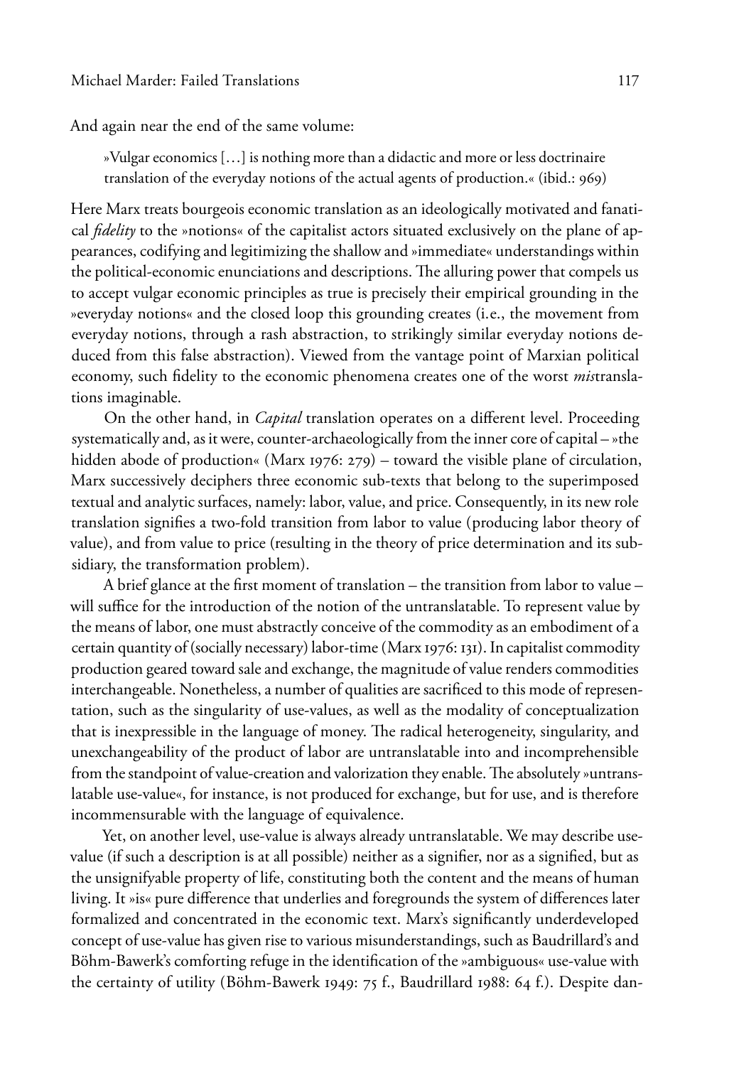And again near the end of the same volume:

> »Vulgar economics […] is nothing more than a didactic and more or less doctrinaire translation of the everyday notions of the actual agents of production.« (ibid.: 969)

Here Marx treats bourgeois economic translation as an ideologically motivated and fanatical *fidelity* to the »notions« of the capitalist actors situated exclusively on the plane of appearances, codifying and legitimizing the shallow and »immediate« understandings within the political-economic enunciations and descriptions. The alluring power that compels us to accept vulgar economic principles as true is precisely their empirical grounding in the »everyday notions« and the closed loop this grounding creates (i.e., the movement from everyday notions, through a rash abstraction, to strikingly similar everyday notions deduced from this false abstraction). Viewed from the vantage point of Marxian political economy, such fidelity to the economic phenomena creates one of the worst *mis*translations imaginable.

On the other hand, in *Capital* translation operates on a different level. Proceeding systematically and, as it were, counter-archaeologically from the inner core of capital – »the hidden abode of production« (Marx 1976: 279) – toward the visible plane of circulation, Marx successively deciphers three economic sub-texts that belong to the superimposed textual and analytic surfaces, namely: labor, value, and price. Consequently, in its new role translation signifies a two-fold transition from labor to value (producing labor theory of value), and from value to price (resulting in the theory of price determination and its subsidiary, the transformation problem).

A brief glance at the first moment of translation – the transition from labor to value – will suffice for the introduction of the notion of the untranslatable. To represent value by the means of labor, one must abstractly conceive of the commodity as an embodiment of a certain quantity of (socially necessary) labor-time (Marx 1976: 131). In capitalist commodity production geared toward sale and exchange, the magnitude of value renders commodities interchangeable. Nonetheless, a number of qualities are sacrificed to this mode of representation, such as the singularity of use-values, as well as the modality of conceptualization that is inexpressible in the language of money. The radical heterogeneity, singularity, and unexchangeability of the product of labor are untranslatable into and incomprehensible from the standpoint of value-creation and valorization they enable. The absolutely »untranslatable use-value«, for instance, is not produced for exchange, but for use, and is therefore incommensurable with the language of equivalence.

Yet, on another level, use-value is always already untranslatable. We may describe use-value (if such a description is at all possible) neither as a signifier, nor as a signified, but as the unsignifyable property of life, constituting both the content and the means of human living. It »is« pure difference that underlies and foregrounds the system of differences later formalized and concentrated in the economic text. Marx's significantly underdeveloped concept of use-value has given rise to various misunderstandings, such as Baudrillard's and Böhm-Bawerk's comforting refuge in the identification of the »ambiguous« use-value with the certainty of utility (Böhm-Bawerk 1949: 75 f., Baudrillard 1988: 64 f.). Despite dan-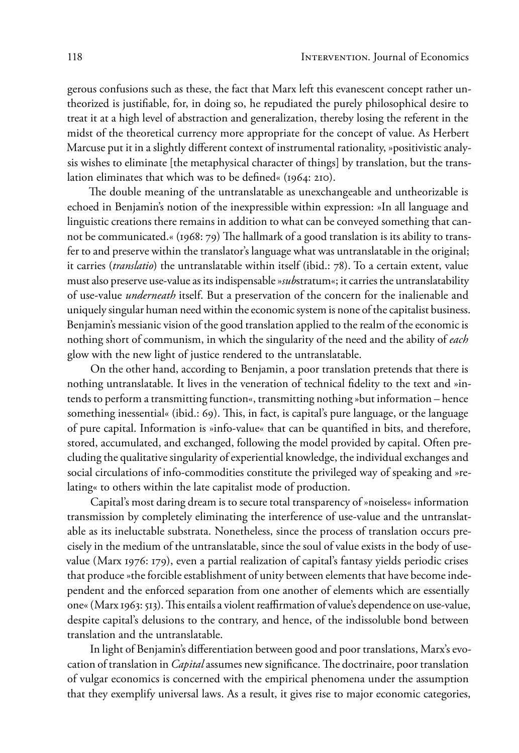gerous confusions such as these, the fact that Marx left this evanescent concept rather untheorized is justifiable, for, in doing so, he repudiated the purely philosophical desire to treat it at a high level of abstraction and generalization, thereby losing the referent in the midst of the theoretical currency more appropriate for the concept of value. As Herbert Marcuse put it in a slightly different context of instrumental rationality, »positivistic analysis wishes to eliminate [the metaphysical character of things] by translation, but the translation eliminates that which was to be defined« (1964: 210).

The double meaning of the untranslatable as unexchangeable and untheorizable is echoed in Benjamin's notion of the inexpressible within expression: »In all language and linguistic creations there remains in addition to what can be conveyed something that cannot be communicated.« (1968: 79) The hallmark of a good translation is its ability to transfer to and preserve within the translator's language what was untranslatable in the original; it carries (*translatio*) the untranslatable within itself (ibid.: 78). To a certain extent, value must also preserve use-value as its indispensable »*sub*stratum«; it carries the untranslatability of use-value *underneath* itself. But a preservation of the concern for the inalienable and uniquely singular human need within the economic system is none of the capitalist business. Benjamin's messianic vision of the good translation applied to the realm of the economic is nothing short of communism, in which the singularity of the need and the ability of *each* glow with the new light of justice rendered to the untranslatable.

On the other hand, according to Benjamin, a poor translation pretends that there is nothing untranslatable. It lives in the veneration of technical fidelity to the text and »intends to perform a transmitting function«, transmitting nothing »but information – hence something inessential« (ibid.: 69). This, in fact, is capital's pure language, or the language of pure capital. Information is »info-value« that can be quantified in bits, and therefore, stored, accumulated, and exchanged, following the model provided by capital. Often precluding the qualitative singularity of experiential knowledge, the individual exchanges and social circulations of info-commodities constitute the privileged way of speaking and »relating« to others within the late capitalist mode of production.

Capital's most daring dream is to secure total transparency of »noiseless« information transmission by completely eliminating the interference of use-value and the untranslatable as its ineluctable substrata. Nonetheless, since the process of translation occurs precisely in the medium of the untranslatable, since the soul of value exists in the body of use-value (Marx 1976: 179), even a partial realization of capital's fantasy yields periodic crises that produce »the forcible establishment of unity between elements that have become independent and the enforced separation from one another of elements which are essentially one« (Marx 1963: 513). This entails a violent reaffirmation of value's dependence on use-value, despite capital's delusions to the contrary, and hence, of the indissoluble bond between translation and the untranslatable.

In light of Benjamin's differentiation between good and poor translations, Marx's evocation of translation in *Capital* assumes new significance. The doctrinaire, poor translation of vulgar economics is concerned with the empirical phenomena under the assumption that they exemplify universal laws. As a result, it gives rise to major economic categories,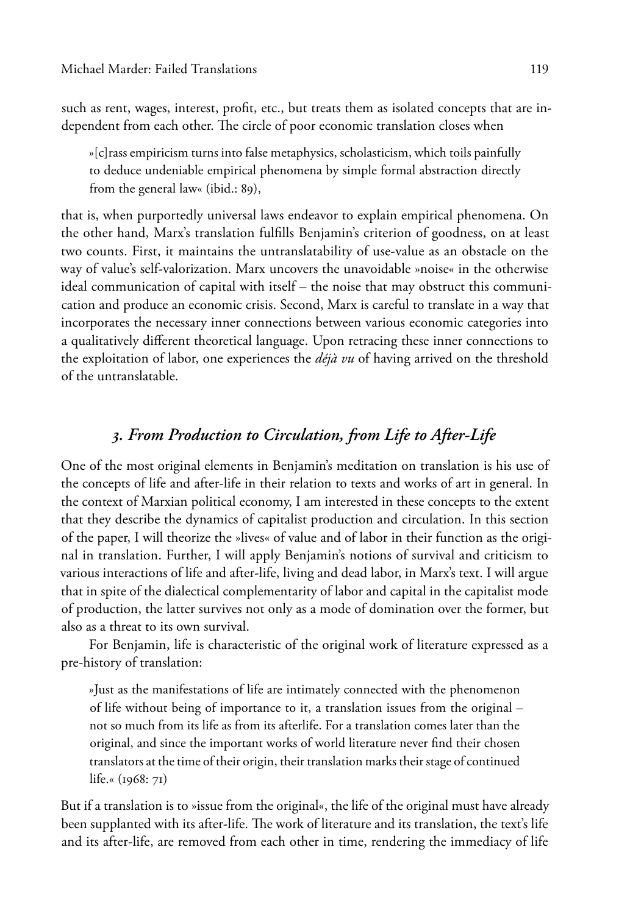such as rent, wages, interest, profit, etc., but treats them as isolated concepts that are independent from each other. The circle of poor economic translation closes when

> »[c]rass empiricism turns into false metaphysics, scholasticism, which toils painfully to deduce undeniable empirical phenomena by simple formal abstraction directly from the general law« (ibid.: 89),

that is, when purportedly universal laws endeavor to explain empirical phenomena. On the other hand, Marx's translation fulfills Benjamin's criterion of goodness, on at least two counts. First, it maintains the untranslatability of use-value as an obstacle on the way of value's self-valorization. Marx uncovers the unavoidable »noise« in the otherwise ideal communication of capital with itself – the noise that may obstruct this communication and produce an economic crisis. Second, Marx is careful to translate in a way that incorporates the necessary inner connections between various economic categories into a qualitatively different theoretical language. Upon retracing these inner connections to the exploitation of labor, one experiences the *déjà vu* of having arrived on the threshold of the untranslatable.

## *3. From Production to Circulation, from Life to After-Life*

One of the most original elements in Benjamin's meditation on translation is his use of the concepts of life and after-life in their relation to texts and works of art in general. In the context of Marxian political economy, I am interested in these concepts to the extent that they describe the dynamics of capitalist production and circulation. In this section of the paper, I will theorize the »lives« of value and of labor in their function as the original in translation. Further, I will apply Benjamin's notions of survival and criticism to various interactions of life and after-life, living and dead labor, in Marx's text. I will argue that in spite of the dialectical complementarity of labor and capital in the capitalist mode of production, the latter survives not only as a mode of domination over the former, but also as a threat to its own survival.

For Benjamin, life is characteristic of the original work of literature expressed as a pre-history of translation:

> »Just as the manifestations of life are intimately connected with the phenomenon of life without being of importance to it, a translation issues from the original – not so much from its life as from its afterlife. For a translation comes later than the original, and since the important works of world literature never find their chosen translators at the time of their origin, their translation marks their stage of continued life.« (1968: 71)

But if a translation is to »issue from the original«, the life of the original must have already been supplanted with its after-life. The work of literature and its translation, the text's life and its after-life, are removed from each other in time, rendering the immediacy of life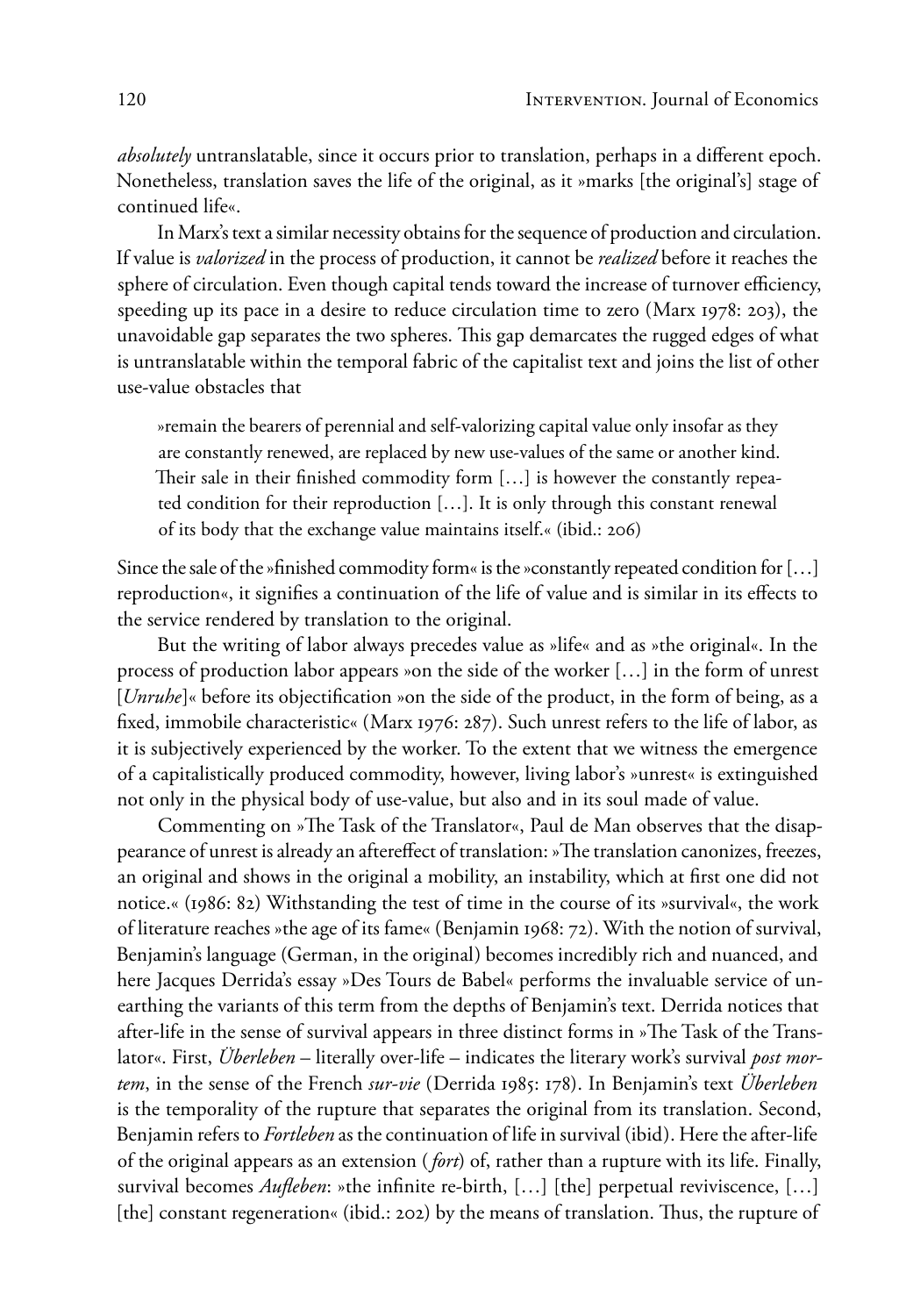*absolutely* untranslatable, since it occurs prior to translation, perhaps in a different epoch. Nonetheless, translation saves the life of the original, as it »marks [the original's] stage of continued life«.

In Marx's text a similar necessity obtains for the sequence of production and circulation. If value is *valorized* in the process of production, it cannot be *realized* before it reaches the sphere of circulation. Even though capital tends toward the increase of turnover efficiency, speeding up its pace in a desire to reduce circulation time to zero (Marx 1978: 203), the unavoidable gap separates the two spheres. This gap demarcates the rugged edges of what is untranslatable within the temporal fabric of the capitalist text and joins the list of other use-value obstacles that

> »remain the bearers of perennial and self-valorizing capital value only insofar as they are constantly renewed, are replaced by new use-values of the same or another kind. Their sale in their finished commodity form […] is however the constantly repeated condition for their reproduction […]. It is only through this constant renewal of its body that the exchange value maintains itself.« (ibid.: 206)

Since the sale of the »finished commodity form« is the »constantly repeated condition for […] reproduction«, it signifies a continuation of the life of value and is similar in its effects to the service rendered by translation to the original.

But the writing of labor always precedes value as »life« and as »the original«. In the process of production labor appears »on the side of the worker […] in the form of unrest [*Unruhe*]« before its objectification »on the side of the product, in the form of being, as a fixed, immobile characteristic« (Marx 1976: 287). Such unrest refers to the life of labor, as it is subjectively experienced by the worker. To the extent that we witness the emergence of a capitalistically produced commodity, however, living labor's »unrest« is extinguished not only in the physical body of use-value, but also and in its soul made of value.

Commenting on »The Task of the Translator«, Paul de Man observes that the disappearance of unrest is already an aftereffect of translation: »The translation canonizes, freezes, an original and shows in the original a mobility, an instability, which at first one did not notice.« (1986: 82) Withstanding the test of time in the course of its »survival«, the work of literature reaches »the age of its fame« (Benjamin 1968: 72). With the notion of survival, Benjamin's language (German, in the original) becomes incredibly rich and nuanced, and here Jacques Derrida's essay »Des Tours de Babel« performs the invaluable service of unearthing the variants of this term from the depths of Benjamin's text. Derrida notices that after-life in the sense of survival appears in three distinct forms in »The Task of the Translator«. First, *Überleben* – literally over-life – indicates the literary work's survival *post mortem*, in the sense of the French *sur-vie* (Derrida 1985: 178). In Benjamin's text *Überleben* is the temporality of the rupture that separates the original from its translation. Second, Benjamin refers to *Fortleben* as the continuation of life in survival (ibid). Here the after-life of the original appears as an extension (*fort*) of, rather than a rupture with its life. Finally, survival becomes *Aufleben*: »the infinite re-birth, […] [the] perpetual reviviscence, […] [the] constant regeneration« (ibid.: 202) by the means of translation. Thus, the rupture of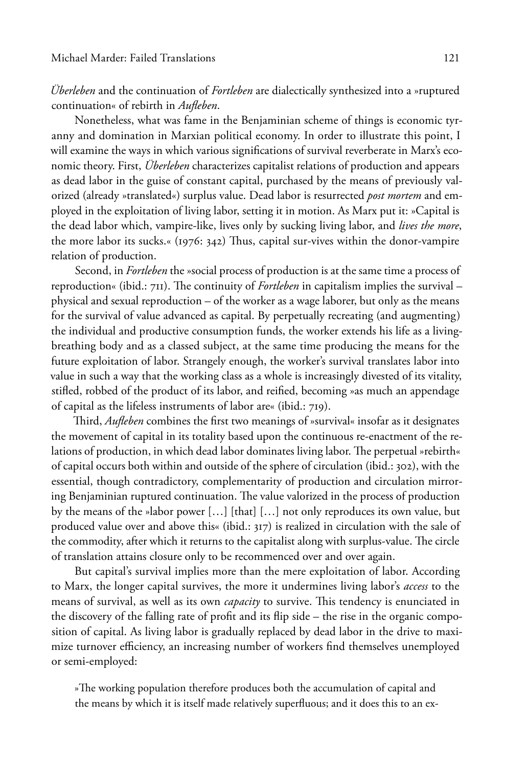*Überleben* and the continuation of *Fortleben* are dialectically synthesized into a »ruptured continuation« of rebirth in *Aufleben*.

Nonetheless, what was fame in the Benjaminian scheme of things is economic tyranny and domination in Marxian political economy. In order to illustrate this point, I will examine the ways in which various significations of survival reverberate in Marx's economic theory. First, *Überleben* characterizes capitalist relations of production and appears as dead labor in the guise of constant capital, purchased by the means of previously valorized (already »translated«) surplus value. Dead labor is resurrected *post mortem* and employed in the exploitation of living labor, setting it in motion. As Marx put it: »Capital is the dead labor which, vampire-like, lives only by sucking living labor, and *lives the more*, the more labor its sucks.« (1976: 342) Thus, capital sur-vives within the donor-vampire relation of production.

Second, in *Fortleben* the »social process of production is at the same time a process of reproduction« (ibid.: 711). The continuity of *Fortleben* in capitalism implies the survival – physical and sexual reproduction – of the worker as a wage laborer, but only as the means for the survival of value advanced as capital. By perpetually recreating (and augmenting) the individual and productive consumption funds, the worker extends his life as a living-breathing body and as a classed subject, at the same time producing the means for the future exploitation of labor. Strangely enough, the worker's survival translates labor into value in such a way that the working class as a whole is increasingly divested of its vitality, stifled, robbed of the product of its labor, and reified, becoming »as much an appendage of capital as the lifeless instruments of labor are« (ibid.: 719).

Third, *Aufleben* combines the first two meanings of »survival« insofar as it designates the movement of capital in its totality based upon the continuous re-enactment of the relations of production, in which dead labor dominates living labor. The perpetual »rebirth« of capital occurs both within and outside of the sphere of circulation (ibid.: 302), with the essential, though contradictory, complementarity of production and circulation mirroring Benjaminian ruptured continuation. The value valorized in the process of production by the means of the »labor power […] [that] […] not only reproduces its own value, but produced value over and above this« (ibid.: 317) is realized in circulation with the sale of the commodity, after which it returns to the capitalist along with surplus-value. The circle of translation attains closure only to be recommenced over and over again.

But capital's survival implies more than the mere exploitation of labor. According to Marx, the longer capital survives, the more it undermines living labor's *access* to the means of survival, as well as its own *capacity* to survive. This tendency is enunciated in the discovery of the falling rate of profit and its flip side – the rise in the organic composition of capital. As living labor is gradually replaced by dead labor in the drive to maximize turnover efficiency, an increasing number of workers find themselves unemployed or semi-employed:

> »The working population therefore produces both the accumulation of capital and the means by which it is itself made relatively superfluous; and it does this to an ex-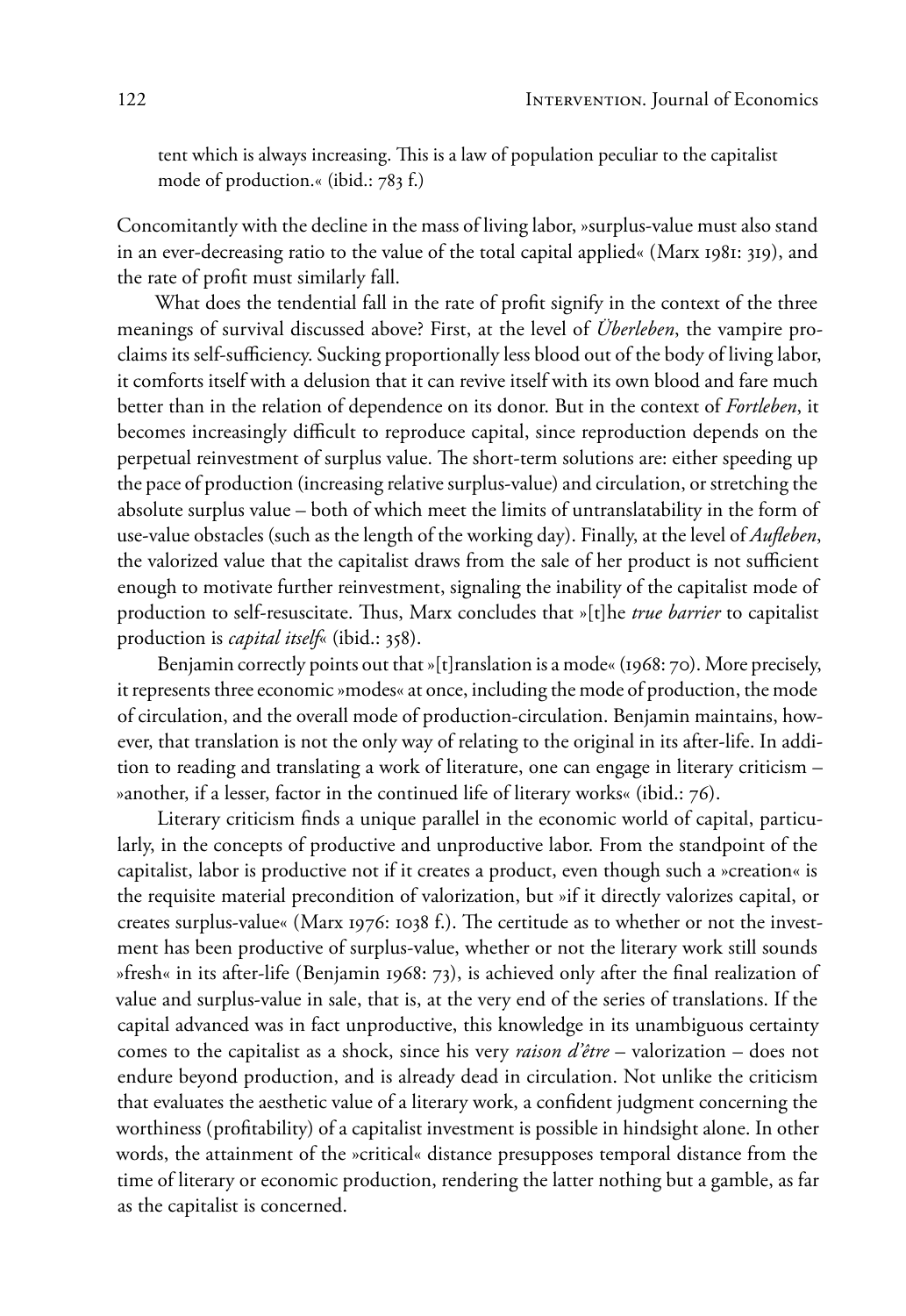tent which is always increasing. This is a law of population peculiar to the capitalist mode of production.« (ibid.: 783 f.)

Concomitantly with the decline in the mass of living labor, »surplus-value must also stand in an ever-decreasing ratio to the value of the total capital applied« (Marx 1981: 319), and the rate of profit must similarly fall.

What does the tendential fall in the rate of profit signify in the context of the three meanings of survival discussed above? First, at the level of *Überleben*, the vampire proclaims its self-sufficiency. Sucking proportionally less blood out of the body of living labor, it comforts itself with a delusion that it can revive itself with its own blood and fare much better than in the relation of dependence on its donor. But in the context of *Fortleben*, it becomes increasingly difficult to reproduce capital, since reproduction depends on the perpetual reinvestment of surplus value. The short-term solutions are: either speeding up the pace of production (increasing relative surplus-value) and circulation, or stretching the absolute surplus value – both of which meet the limits of untranslatability in the form of use-value obstacles (such as the length of the working day). Finally, at the level of *Aufleben*, the valorized value that the capitalist draws from the sale of her product is not sufficient enough to motivate further reinvestment, signaling the inability of the capitalist mode of production to self-resuscitate. Thus, Marx concludes that »[t]he *true barrier* to capitalist production is *capital itself*« (ibid.: 358).

Benjamin correctly points out that »[t]ranslation is a mode« (1968: 70). More precisely, it represents three economic »modes« at once, including the mode of production, the mode of circulation, and the overall mode of production-circulation. Benjamin maintains, however, that translation is not the only way of relating to the original in its after-life. In addition to reading and translating a work of literature, one can engage in literary criticism – »another, if a lesser, factor in the continued life of literary works« (ibid.: 76).

Literary criticism finds a unique parallel in the economic world of capital, particularly, in the concepts of productive and unproductive labor. From the standpoint of the capitalist, labor is productive not if it creates a product, even though such a »creation« is the requisite material precondition of valorization, but »if it directly valorizes capital, or creates surplus-value« (Marx 1976: 1038 f.). The certitude as to whether or not the investment has been productive of surplus-value, whether or not the literary work still sounds »fresh« in its after-life (Benjamin 1968: 73), is achieved only after the final realization of value and surplus-value in sale, that is, at the very end of the series of translations. If the capital advanced was in fact unproductive, this knowledge in its unambiguous certainty comes to the capitalist as a shock, since his very *raison d'être* – valorization – does not endure beyond production, and is already dead in circulation. Not unlike the criticism that evaluates the aesthetic value of a literary work, a confident judgment concerning the worthiness (profitability) of a capitalist investment is possible in hindsight alone. In other words, the attainment of the »critical« distance presupposes temporal distance from the time of literary or economic production, rendering the latter nothing but a gamble, as far as the capitalist is concerned.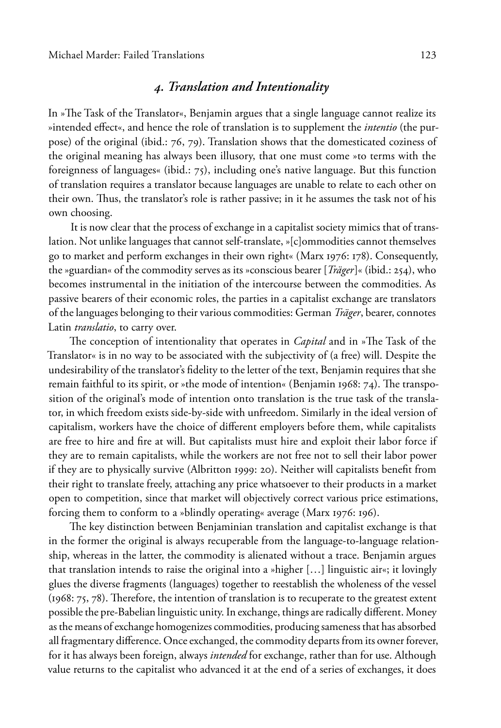## *4. Translation and Intentionality*

In »The Task of the Translator«, Benjamin argues that a single language cannot realize its »intended effect«, and hence the role of translation is to supplement the *intentio* (the purpose) of the original (ibid.: 76, 79). Translation shows that the domesticated coziness of the original meaning has always been illusory, that one must come »to terms with the foreignness of languages« (ibid.: 75), including one's native language. But this function of translation requires a translator because languages are unable to relate to each other on their own. Thus, the translator's role is rather passive; in it he assumes the task not of his own choosing.

It is now clear that the process of exchange in a capitalist society mimics that of translation. Not unlike languages that cannot self-translate, »[c]ommodities cannot themselves go to market and perform exchanges in their own right« (Marx 1976: 178). Consequently, the »guardian« of the commodity serves as its »conscious bearer [*Träger*]« (ibid.: 254), who becomes instrumental in the initiation of the intercourse between the commodities. As passive bearers of their economic roles, the parties in a capitalist exchange are translators of the languages belonging to their various commodities: German *Träger*, bearer, connotes Latin *translatio*, to carry over.

The conception of intentionality that operates in *Capital* and in »The Task of the Translator« is in no way to be associated with the subjectivity of (a free) will. Despite the undesirability of the translator's fidelity to the letter of the text, Benjamin requires that she remain faithful to its spirit, or »the mode of intention« (Benjamin 1968: 74). The transposition of the original's mode of intention onto translation is the true task of the translator, in which freedom exists side-by-side with unfreedom. Similarly in the ideal version of capitalism, workers have the choice of different employers before them, while capitalists are free to hire and fire at will. But capitalists must hire and exploit their labor force if they are to remain capitalists, while the workers are not free not to sell their labor power if they are to physically survive (Albritton 1999: 20). Neither will capitalists benefit from their right to translate freely, attaching any price whatsoever to their products in a market open to competition, since that market will objectively correct various price estimations, forcing them to conform to a »blindly operating« average (Marx 1976: 196).

The key distinction between Benjaminian translation and capitalist exchange is that in the former the original is always recuperable from the language-to-language relationship, whereas in the latter, the commodity is alienated without a trace. Benjamin argues that translation intends to raise the original into a »higher […] linguistic air«; it lovingly glues the diverse fragments (languages) together to reestablish the wholeness of the vessel (1968: 75, 78). Therefore, the intention of translation is to recuperate to the greatest extent possible the pre-Babelian linguistic unity. In exchange, things are radically different. Money as the means of exchange homogenizes commodities, producing sameness that has absorbed all fragmentary difference. Once exchanged, the commodity departs from its owner forever, for it has always been foreign, always *intended* for exchange, rather than for use. Although value returns to the capitalist who advanced it at the end of a series of exchanges, it does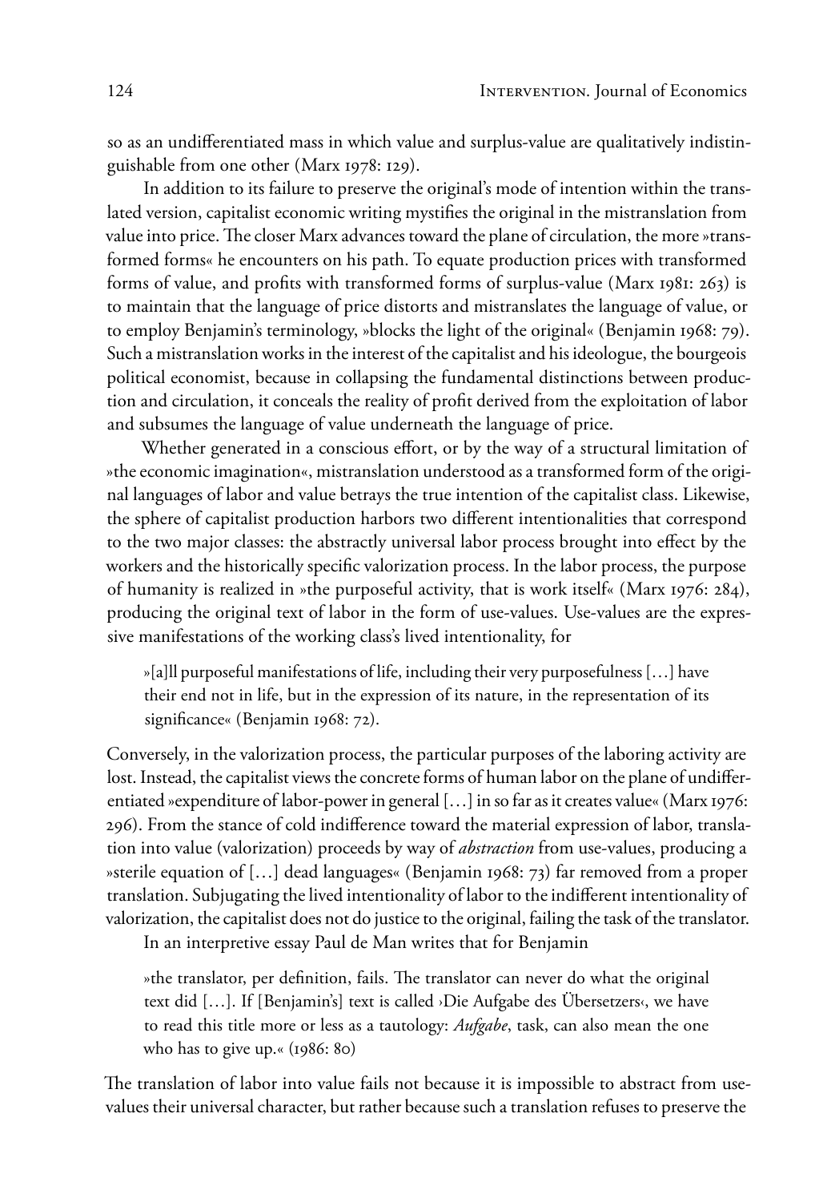so as an undifferentiated mass in which value and surplus-value are qualitatively indistinguishable from one other (Marx 1978: 129).

In addition to its failure to preserve the original's mode of intention within the translated version, capitalist economic writing mystifies the original in the mistranslation from value into price. The closer Marx advances toward the plane of circulation, the more »transformed forms« he encounters on his path. To equate production prices with transformed forms of value, and profits with transformed forms of surplus-value (Marx 1981: 263) is to maintain that the language of price distorts and mistranslates the language of value, or to employ Benjamin's terminology, »blocks the light of the original« (Benjamin 1968: 79). Such a mistranslation works in the interest of the capitalist and his ideologue, the bourgeois political economist, because in collapsing the fundamental distinctions between production and circulation, it conceals the reality of profit derived from the exploitation of labor and subsumes the language of value underneath the language of price.

Whether generated in a conscious effort, or by the way of a structural limitation of »the economic imagination«, mistranslation understood as a transformed form of the original languages of labor and value betrays the true intention of the capitalist class. Likewise, the sphere of capitalist production harbors two different intentionalities that correspond to the two major classes: the abstractly universal labor process brought into effect by the workers and the historically specific valorization process. In the labor process, the purpose of humanity is realized in »the purposeful activity, that is work itself« (Marx 1976: 284), producing the original text of labor in the form of use-values. Use-values are the expressive manifestations of the working class's lived intentionality, for

> »[a]ll purposeful manifestations of life, including their very purposefulness […] have their end not in life, but in the expression of its nature, in the representation of its significance« (Benjamin 1968: 72).

Conversely, in the valorization process, the particular purposes of the laboring activity are lost. Instead, the capitalist views the concrete forms of human labor on the plane of undifferentiated »expenditure of labor-power in general […] in so far as it creates value« (Marx 1976: 296). From the stance of cold indifference toward the material expression of labor, translation into value (valorization) proceeds by way of *abstraction* from use-values, producing a »sterile equation of […] dead languages« (Benjamin 1968: 73) far removed from a proper translation. Subjugating the lived intentionality of labor to the indifferent intentionality of valorization, the capitalist does not do justice to the original, failing the task of the translator.

In an interpretive essay Paul de Man writes that for Benjamin

> »the translator, per definition, fails. The translator can never do what the original text did […]. If [Benjamin's] text is called ›Die Aufgabe des Übersetzers‹, we have to read this title more or less as a tautology: *Aufgabe*, task, can also mean the one who has to give up.« (1986: 80)

The translation of labor into value fails not because it is impossible to abstract from use-values their universal character, but rather because such a translation refuses to preserve the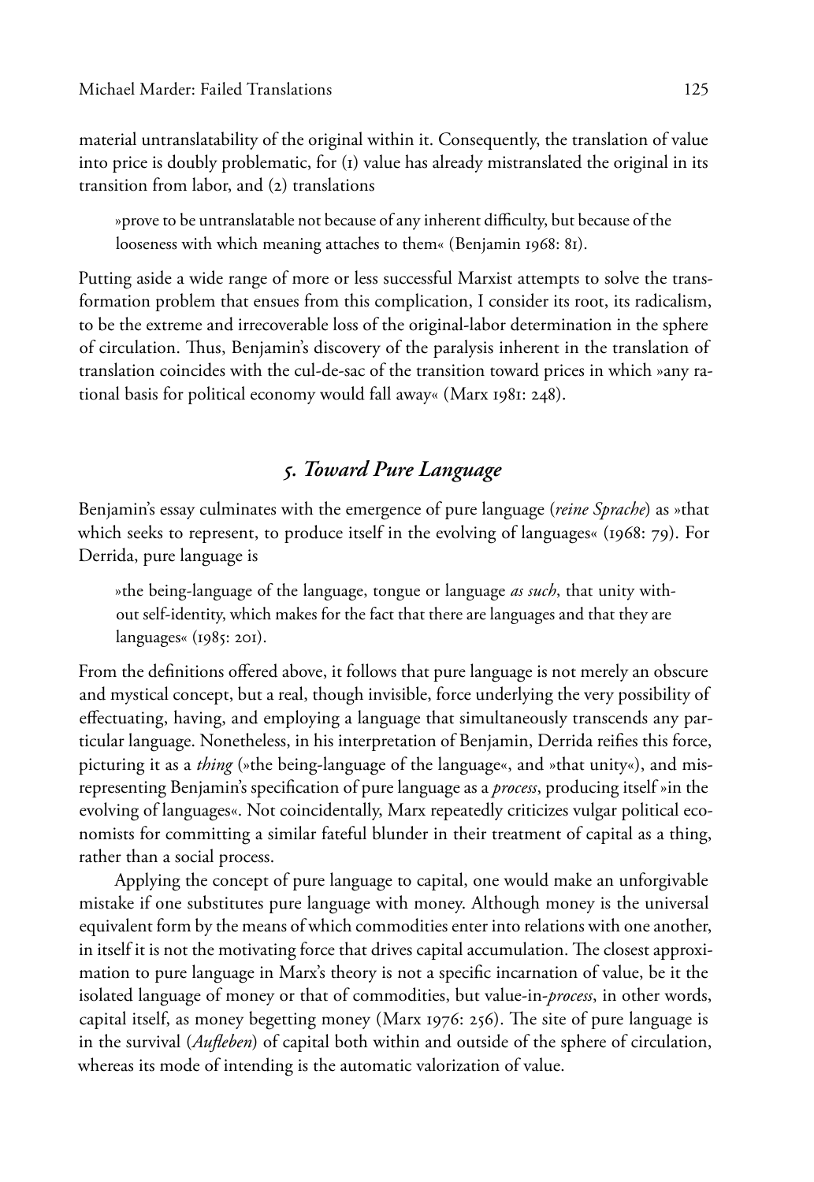material untranslatability of the original within it. Consequently, the translation of value into price is doubly problematic, for (1) value has already mistranslated the original in its transition from labor, and (2) translations

> »prove to be untranslatable not because of any inherent difficulty, but because of the looseness with which meaning attaches to them« (Benjamin 1968: 81).

Putting aside a wide range of more or less successful Marxist attempts to solve the transformation problem that ensues from this complication, I consider its root, its radicalism, to be the extreme and irrecoverable loss of the original-labor determination in the sphere of circulation. Thus, Benjamin's discovery of the paralysis inherent in the translation of translation coincides with the cul-de-sac of the transition toward prices in which »any rational basis for political economy would fall away« (Marx 1981: 248).

## *5. Toward Pure Language*

Benjamin's essay culminates with the emergence of pure language (*reine Sprache*) as »that which seeks to represent, to produce itself in the evolving of languages« (1968: 79). For Derrida, pure language is

> »the being-language of the language, tongue or language *as such*, that unity without self-identity, which makes for the fact that there are languages and that they are languages« (1985: 201).

From the definitions offered above, it follows that pure language is not merely an obscure and mystical concept, but a real, though invisible, force underlying the very possibility of effectuating, having, and employing a language that simultaneously transcends any particular language. Nonetheless, in his interpretation of Benjamin, Derrida reifies this force, picturing it as a *thing* (»the being-language of the language«, and »that unity«), and misrepresenting Benjamin's specification of pure language as a *process*, producing itself »in the evolving of languages«. Not coincidentally, Marx repeatedly criticizes vulgar political economists for committing a similar fateful blunder in their treatment of capital as a thing, rather than a social process.

Applying the concept of pure language to capital, one would make an unforgivable mistake if one substitutes pure language with money. Although money is the universal equivalent form by the means of which commodities enter into relations with one another, in itself it is not the motivating force that drives capital accumulation. The closest approximation to pure language in Marx's theory is not a specific incarnation of value, be it the isolated language of money or that of commodities, but value-in-*process*, in other words, capital itself, as money begetting money (Marx 1976: 256). The site of pure language is in the survival (*Aufleben*) of capital both within and outside of the sphere of circulation, whereas its mode of intending is the automatic valorization of value.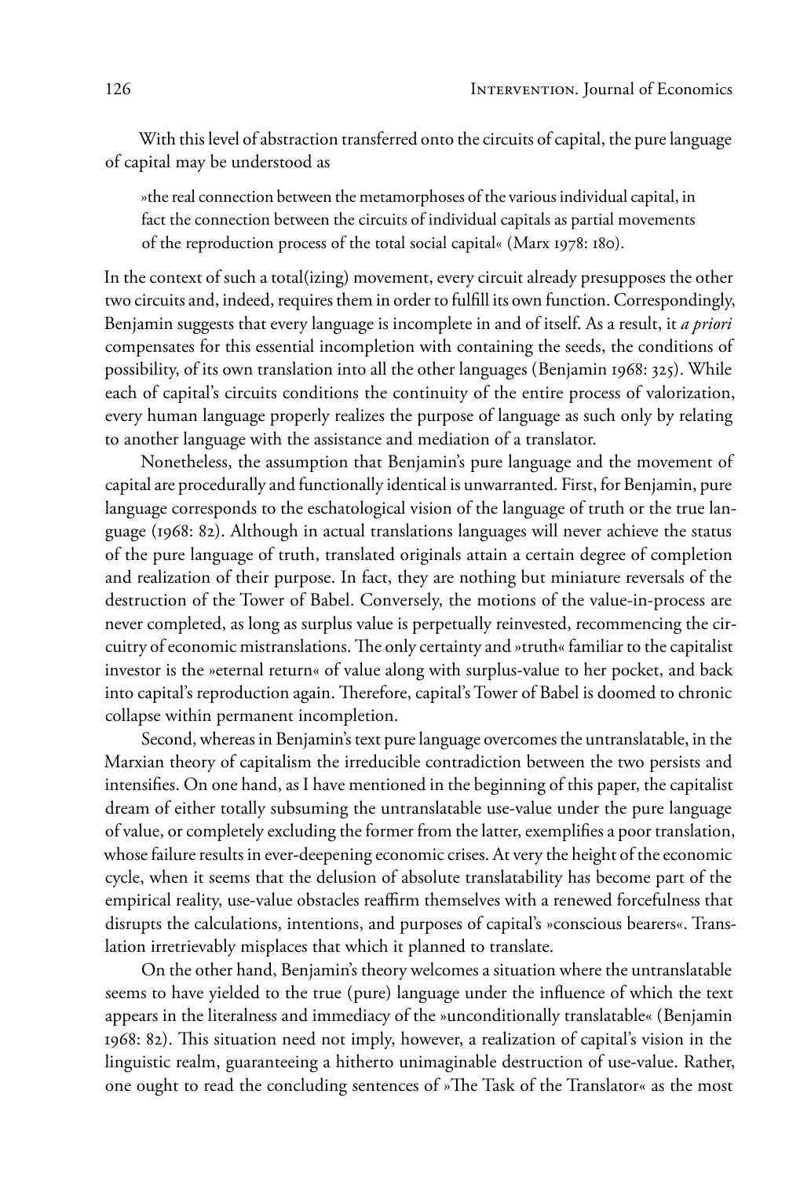With this level of abstraction transferred onto the circuits of capital, the pure language of capital may be understood as

> »the real connection between the metamorphoses of the various individual capital, in fact the connection between the circuits of individual capitals as partial movements of the reproduction process of the total social capital« (Marx 1978: 180).

In the context of such a total(izing) movement, every circuit already presupposes the other two circuits and, indeed, requires them in order to fulfill its own function. Correspondingly, Benjamin suggests that every language is incomplete in and of itself. As a result, it *a priori* compensates for this essential incompletion with containing the seeds, the conditions of possibility, of its own translation into all the other languages (Benjamin 1968: 325). While each of capital's circuits conditions the continuity of the entire process of valorization, every human language properly realizes the purpose of language as such only by relating to another language with the assistance and mediation of a translator.

Nonetheless, the assumption that Benjamin's pure language and the movement of capital are procedurally and functionally identical is unwarranted. First, for Benjamin, pure language corresponds to the eschatological vision of the language of truth or the true language (1968: 82). Although in actual translations languages will never achieve the status of the pure language of truth, translated originals attain a certain degree of completion and realization of their purpose. In fact, they are nothing but miniature reversals of the destruction of the Tower of Babel. Conversely, the motions of the value-in-process are never completed, as long as surplus value is perpetually reinvested, recommencing the circuitry of economic mistranslations. The only certainty and »truth« familiar to the capitalist investor is the »eternal return« of value along with surplus-value to her pocket, and back into capital's reproduction again. Therefore, capital's Tower of Babel is doomed to chronic collapse within permanent incompletion.

Second, whereas in Benjamin's text pure language overcomes the untranslatable, in the Marxian theory of capitalism the irreducible contradiction between the two persists and intensifies. On one hand, as I have mentioned in the beginning of this paper, the capitalist dream of either totally subsuming the untranslatable use-value under the pure language of value, or completely excluding the former from the latter, exemplifies a poor translation, whose failure results in ever-deepening economic crises. At very the height of the economic cycle, when it seems that the delusion of absolute translatability has become part of the empirical reality, use-value obstacles reaffirm themselves with a renewed forcefulness that disrupts the calculations, intentions, and purposes of capital's »conscious bearers«. Translation irretrievably misplaces that which it planned to translate.

On the other hand, Benjamin's theory welcomes a situation where the untranslatable seems to have yielded to the true (pure) language under the influence of which the text appears in the literalness and immediacy of the »unconditionally translatable« (Benjamin 1968: 82). This situation need not imply, however, a realization of capital's vision in the linguistic realm, guaranteeing a hitherto unimaginable destruction of use-value. Rather, one ought to read the concluding sentences of »The Task of the Translator« as the most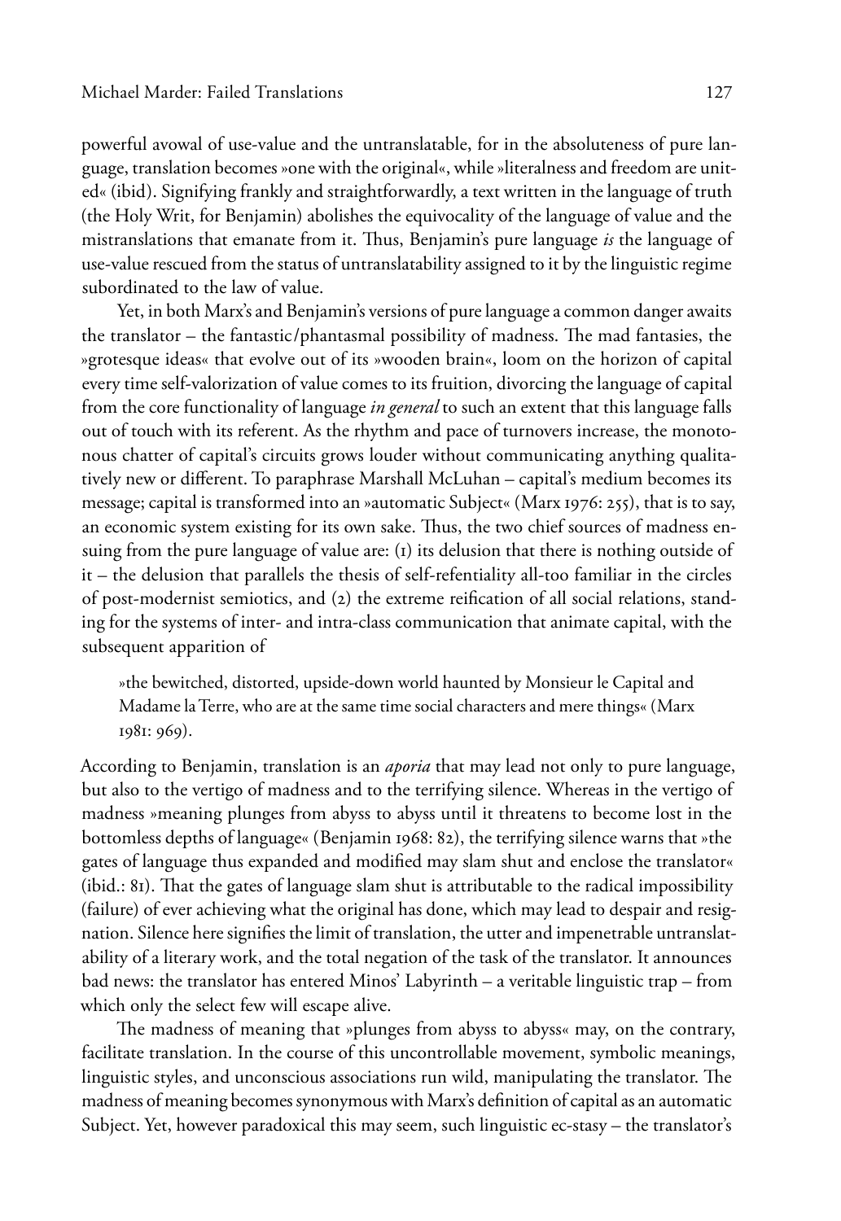powerful avowal of use-value and the untranslatable, for in the absoluteness of pure language, translation becomes »one with the original«, while »literalness and freedom are united« (ibid). Signifying frankly and straightforwardly, a text written in the language of truth (the Holy Writ, for Benjamin) abolishes the equivocality of the language of value and the mistranslations that emanate from it. Thus, Benjamin's pure language *is* the language of use-value rescued from the status of untranslatability assigned to it by the linguistic regime subordinated to the law of value.

Yet, in both Marx's and Benjamin's versions of pure language a common danger awaits the translator – the fantastic/phantasmal possibility of madness. The mad fantasies, the »grotesque ideas« that evolve out of its »wooden brain«, loom on the horizon of capital every time self-valorization of value comes to its fruition, divorcing the language of capital from the core functionality of language *in general* to such an extent that this language falls out of touch with its referent. As the rhythm and pace of turnovers increase, the monotonous chatter of capital's circuits grows louder without communicating anything qualitatively new or different. To paraphrase Marshall McLuhan – capital's medium becomes its message; capital is transformed into an »automatic Subject« (Marx 1976: 255), that is to say, an economic system existing for its own sake. Thus, the two chief sources of madness ensuing from the pure language of value are: (1) its delusion that there is nothing outside of it – the delusion that parallels the thesis of self-refentiality all-too familiar in the circles of post-modernist semiotics, and (2) the extreme reification of all social relations, standing for the systems of inter- and intra-class communication that animate capital, with the subsequent apparition of

> »the bewitched, distorted, upside-down world haunted by Monsieur le Capital and Madame la Terre, who are at the same time social characters and mere things« (Marx 1981: 969).

According to Benjamin, translation is an *aporia* that may lead not only to pure language, but also to the vertigo of madness and to the terrifying silence. Whereas in the vertigo of madness »meaning plunges from abyss to abyss until it threatens to become lost in the bottomless depths of language« (Benjamin 1968: 82), the terrifying silence warns that »the gates of language thus expanded and modified may slam shut and enclose the translator« (ibid.: 81). That the gates of language slam shut is attributable to the radical impossibility (failure) of ever achieving what the original has done, which may lead to despair and resignation. Silence here signifies the limit of translation, the utter and impenetrable untranslatability of a literary work, and the total negation of the task of the translator. It announces bad news: the translator has entered Minos' Labyrinth – a veritable linguistic trap – from which only the select few will escape alive.

The madness of meaning that »plunges from abyss to abyss« may, on the contrary, facilitate translation. In the course of this uncontrollable movement, symbolic meanings, linguistic styles, and unconscious associations run wild, manipulating the translator. The madness of meaning becomes synonymous with Marx's definition of capital as an automatic Subject. Yet, however paradoxical this may seem, such linguistic ec-stasy – the translator's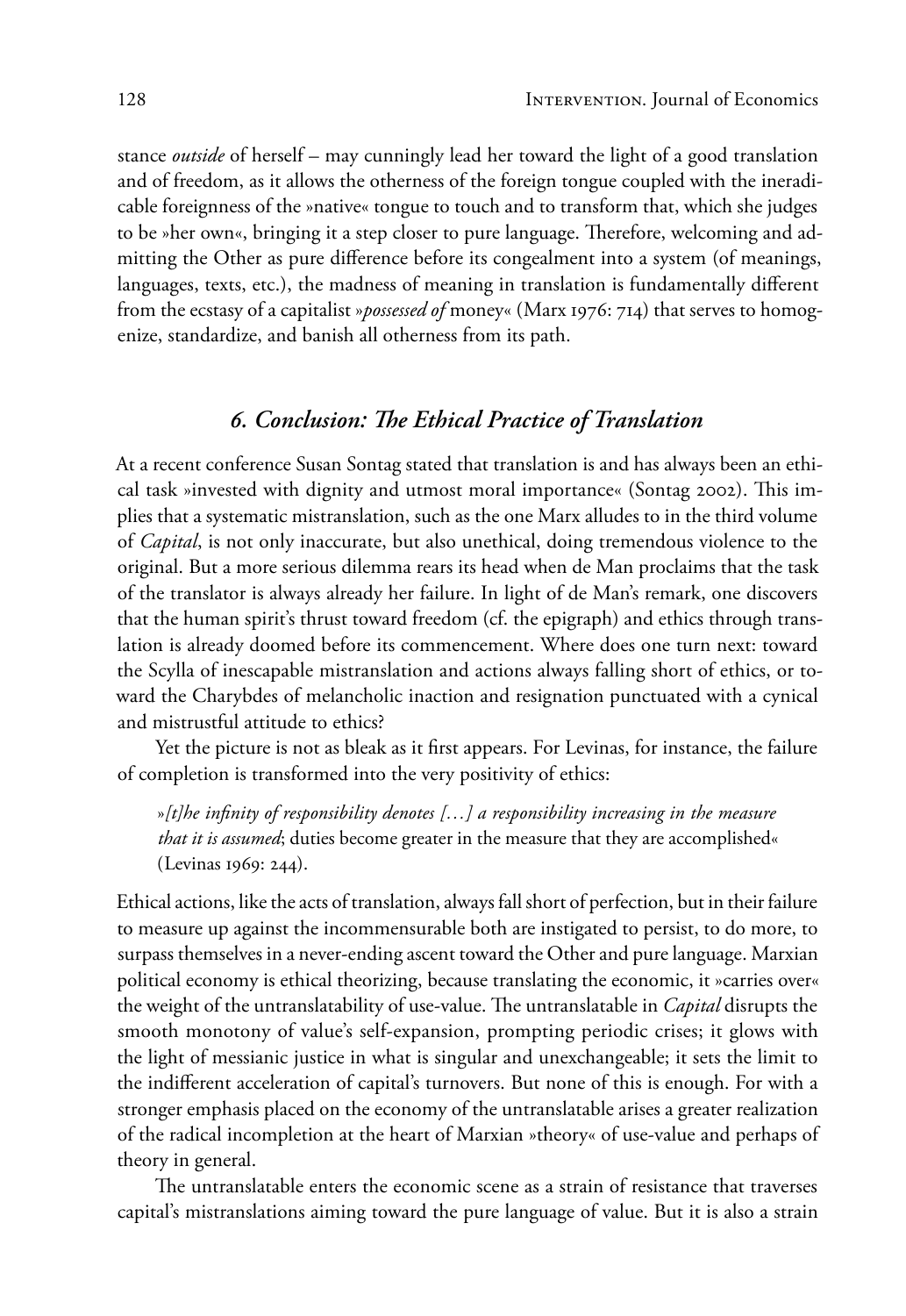stance *outside* of herself – may cunningly lead her toward the light of a good translation and of freedom, as it allows the otherness of the foreign tongue coupled with the ineradicable foreignness of the »native« tongue to touch and to transform that, which she judges to be »her own«, bringing it a step closer to pure language. Therefore, welcoming and admitting the Other as pure difference before its congealment into a system (of meanings, languages, texts, etc.), the madness of meaning in translation is fundamentally different from the ecstasy of a capitalist »*possessed of* money« (Marx 1976: 714) that serves to homogenize, standardize, and banish all otherness from its path.

## *6. Conclusion: The Ethical Practice of Translation*

At a recent conference Susan Sontag stated that translation is and has always been an ethical task »invested with dignity and utmost moral importance« (Sontag 2002). This implies that a systematic mistranslation, such as the one Marx alludes to in the third volume of *Capital*, is not only inaccurate, but also unethical, doing tremendous violence to the original. But a more serious dilemma rears its head when de Man proclaims that the task of the translator is always already her failure. In light of de Man's remark, one discovers that the human spirit's thrust toward freedom (cf. the epigraph) and ethics through translation is already doomed before its commencement. Where does one turn next: toward the Scylla of inescapable mistranslation and actions always falling short of ethics, or toward the Charybdes of melancholic inaction and resignation punctuated with a cynical and mistrustful attitude to ethics?

Yet the picture is not as bleak as it first appears. For Levinas, for instance, the failure of completion is transformed into the very positivity of ethics:

> »*[t]he infinity of responsibility denotes […] a responsibility increasing in the measure that it is assumed*; duties become greater in the measure that they are accomplished« (Levinas 1969: 244).

Ethical actions, like the acts of translation, always fall short of perfection, but in their failure to measure up against the incommensurable both are instigated to persist, to do more, to surpass themselves in a never-ending ascent toward the Other and pure language. Marxian political economy is ethical theorizing, because translating the economic, it »carries over« the weight of the untranslatability of use-value. The untranslatable in *Capital* disrupts the smooth monotony of value's self-expansion, prompting periodic crises; it glows with the light of messianic justice in what is singular and unexchangeable; it sets the limit to the indifferent acceleration of capital's turnovers. But none of this is enough. For with a stronger emphasis placed on the economy of the untranslatable arises a greater realization of the radical incompletion at the heart of Marxian »theory« of use-value and perhaps of theory in general.

The untranslatable enters the economic scene as a strain of resistance that traverses capital's mistranslations aiming toward the pure language of value. But it is also a strain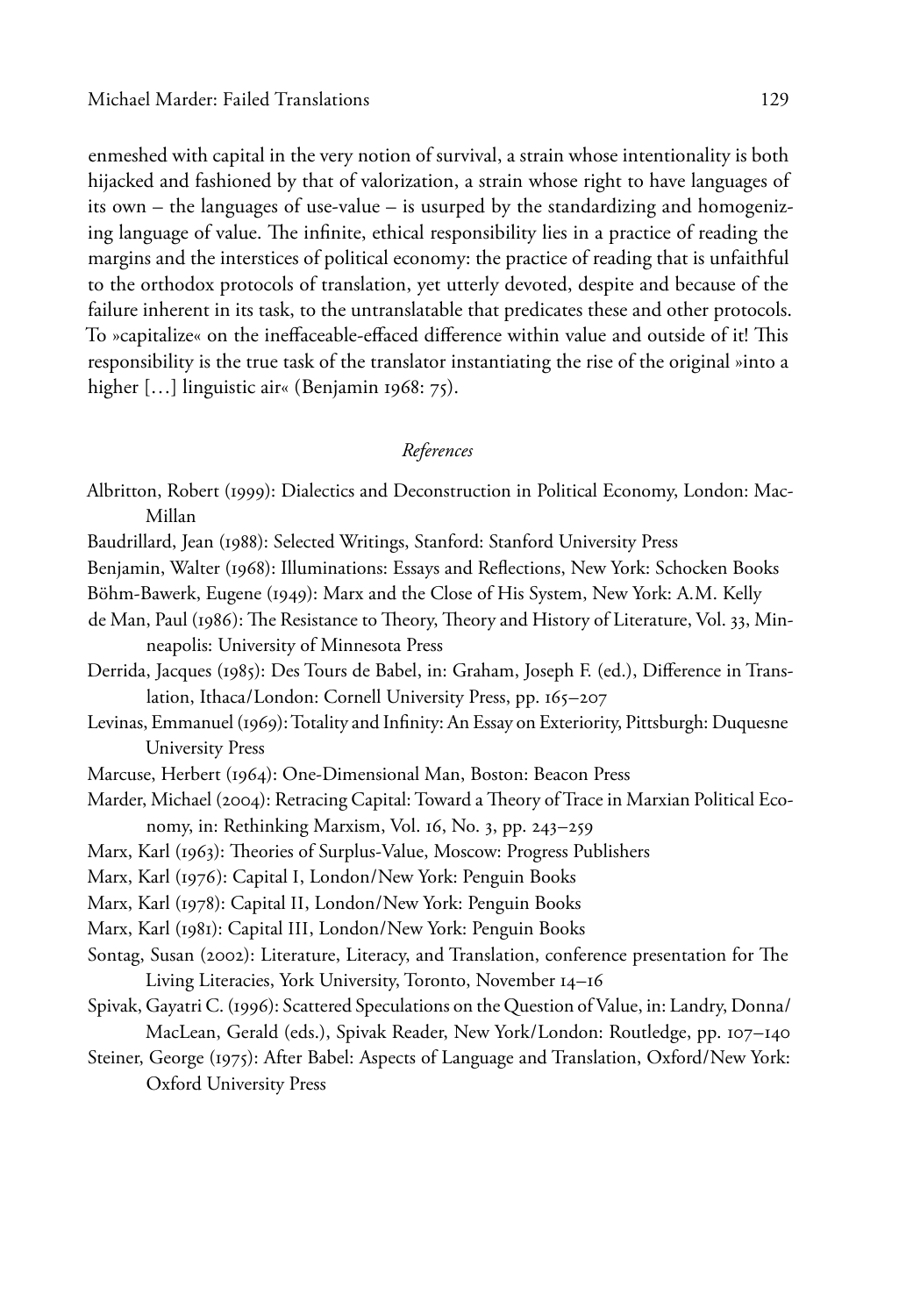enmeshed with capital in the very notion of survival, a strain whose intentionality is both hijacked and fashioned by that of valorization, a strain whose right to have languages of its own – the languages of use-value – is usurped by the standardizing and homogenizing language of value. The infinite, ethical responsibility lies in a practice of reading the margins and the interstices of political economy: the practice of reading that is unfaithful to the orthodox protocols of translation, yet utterly devoted, despite and because of the failure inherent in its task, to the untranslatable that predicates these and other protocols. To »capitalize« on the ineffaceable-effaced difference within value and outside of it! This responsibility is the true task of the translator instantiating the rise of the original »into a higher […] linguistic air« (Benjamin 1968: 75).

## *References*

Albritton, Robert (1999): Dialectics and Deconstruction in Political Economy, London: MacMillan

Baudrillard, Jean (1988): Selected Writings, Stanford: Stanford University Press

Benjamin, Walter (1968): Illuminations: Essays and Reflections, New York: Schocken Books

Böhm-Bawerk, Eugene (1949): Marx and the Close of His System, New York: A.M. Kelly

de Man, Paul (1986): The Resistance to Theory, Theory and History of Literature, Vol. 33, Minneapolis: University of Minnesota Press

Derrida, Jacques (1985): Des Tours de Babel, in: Graham, Joseph F. (ed.), Difference in Translation, Ithaca/London: Cornell University Press, pp. 165–207

Levinas, Emmanuel (1969): Totality and Infinity: An Essay on Exteriority, Pittsburgh: Duquesne University Press

Marcuse, Herbert (1964): One-Dimensional Man, Boston: Beacon Press

Marder, Michael (2004): Retracing Capital: Toward a Theory of Trace in Marxian Political Economy, in: Rethinking Marxism, Vol. 16, No. 3, pp. 243–259

Marx, Karl (1963): Theories of Surplus-Value, Moscow: Progress Publishers

Marx, Karl (1976): Capital I, London/New York: Penguin Books

Marx, Karl (1978): Capital II, London/New York: Penguin Books

Marx, Karl (1981): Capital III, London/New York: Penguin Books

Sontag, Susan (2002): Literature, Literacy, and Translation, conference presentation for The Living Literacies, York University, Toronto, November 14–16

Spivak, Gayatri C. (1996): Scattered Speculations on the Question of Value, in: Landry, Donna/MacLean, Gerald (eds.), Spivak Reader, New York/London: Routledge, pp. 107–140

Steiner, George (1975): After Babel: Aspects of Language and Translation, Oxford/New York: Oxford University Press